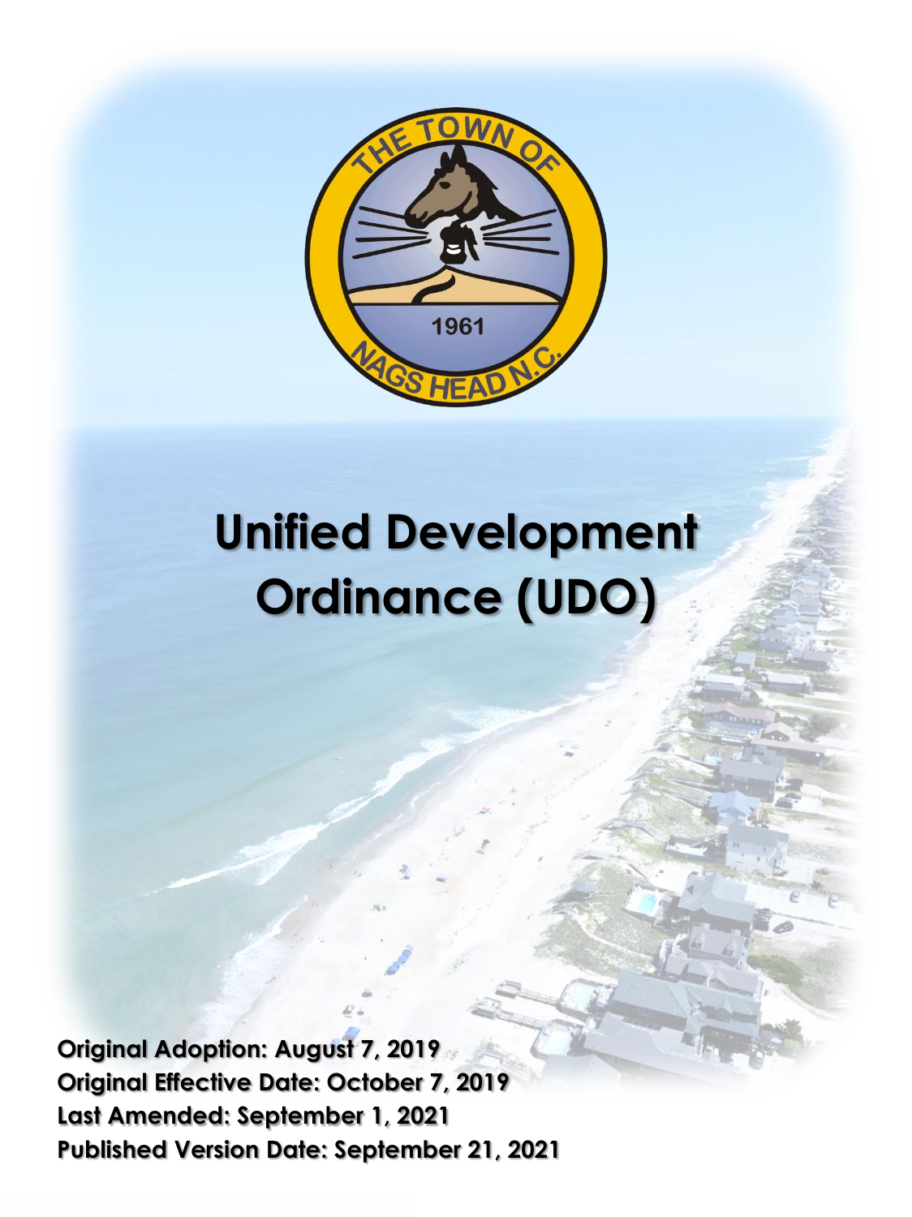# Unified Development Ordinance (UDO)

**Original Adoption: August 7, 2019**
**Original Effective Date: October 7, 2019**
**Last Amended: September 1, 2021**
**Published Version Date: September 21, 2021**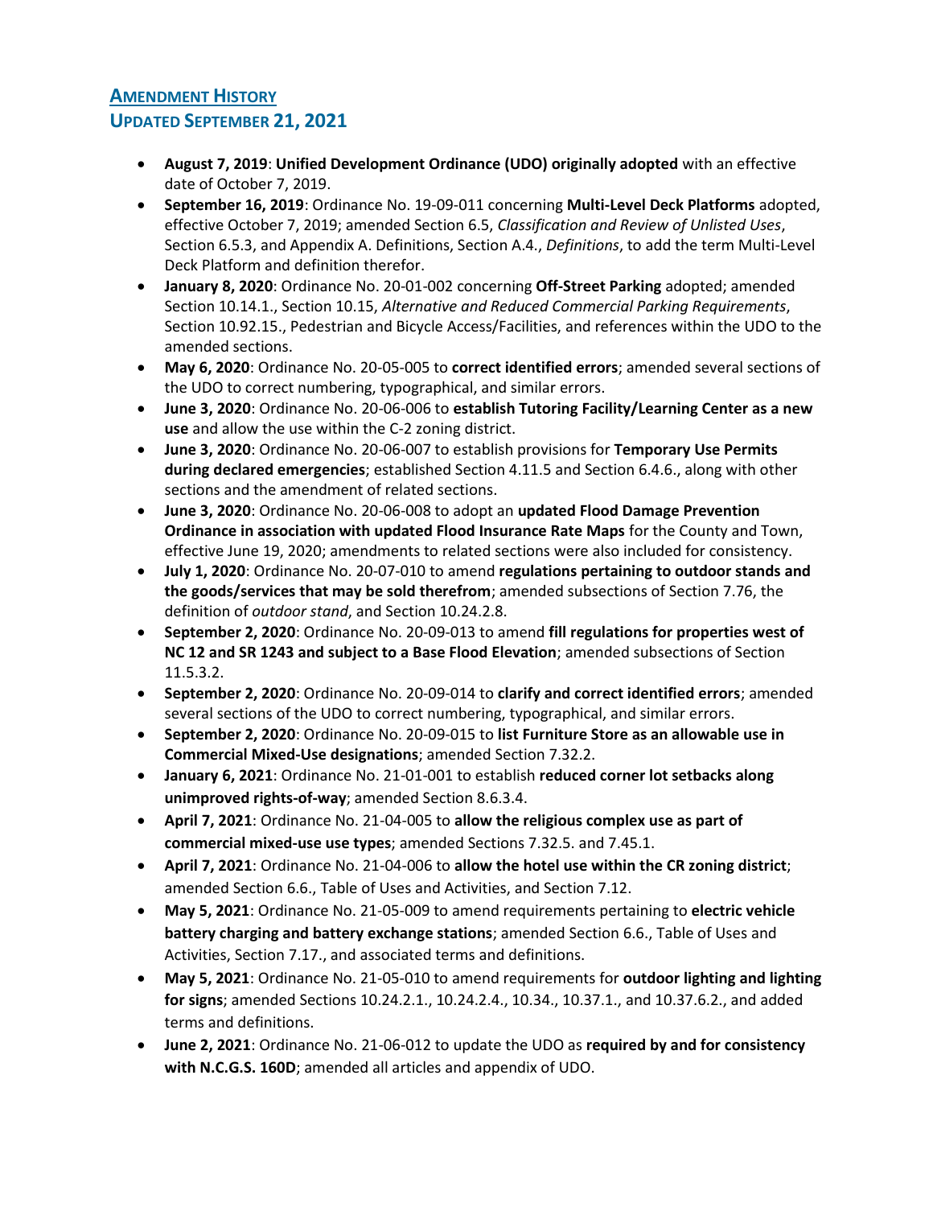## Amendment History

## Updated September 21, 2021

- **August 7, 2019**: **Unified Development Ordinance (UDO) originally adopted** with an effective date of October 7, 2019.
- **September 16, 2019**: Ordinance No. 19-09-011 concerning **Multi-Level Deck Platforms** adopted, effective October 7, 2019; amended Section 6.5, *Classification and Review of Unlisted Uses*, Section 6.5.3, and Appendix A. Definitions, Section A.4., *Definitions*, to add the term Multi-Level Deck Platform and definition therefor.
- **January 8, 2020**: Ordinance No. 20-01-002 concerning **Off-Street Parking** adopted; amended Section 10.14.1., Section 10.15, *Alternative and Reduced Commercial Parking Requirements*, Section 10.92.15., Pedestrian and Bicycle Access/Facilities, and references within the UDO to the amended sections.
- **May 6, 2020**: Ordinance No. 20-05-005 to **correct identified errors**; amended several sections of the UDO to correct numbering, typographical, and similar errors.
- **June 3, 2020**: Ordinance No. 20-06-006 to **establish Tutoring Facility/Learning Center as a new use** and allow the use within the C-2 zoning district.
- **June 3, 2020**: Ordinance No. 20-06-007 to establish provisions for **Temporary Use Permits during declared emergencies**; established Section 4.11.5 and Section 6.4.6., along with other sections and the amendment of related sections.
- **June 3, 2020**: Ordinance No. 20-06-008 to adopt an **updated Flood Damage Prevention Ordinance in association with updated Flood Insurance Rate Maps** for the County and Town, effective June 19, 2020; amendments to related sections were also included for consistency.
- **July 1, 2020**: Ordinance No. 20-07-010 to amend **regulations pertaining to outdoor stands and the goods/services that may be sold therefrom**; amended subsections of Section 7.76, the definition of *outdoor stand*, and Section 10.24.2.8.
- **September 2, 2020**: Ordinance No. 20-09-013 to amend **fill regulations for properties west of NC 12 and SR 1243 and subject to a Base Flood Elevation**; amended subsections of Section 11.5.3.2.
- **September 2, 2020**: Ordinance No. 20-09-014 to **clarify and correct identified errors**; amended several sections of the UDO to correct numbering, typographical, and similar errors.
- **September 2, 2020**: Ordinance No. 20-09-015 to **list Furniture Store as an allowable use in Commercial Mixed-Use designations**; amended Section 7.32.2.
- **January 6, 2021**: Ordinance No. 21-01-001 to establish **reduced corner lot setbacks along unimproved rights-of-way**; amended Section 8.6.3.4.
- **April 7, 2021**: Ordinance No. 21-04-005 to **allow the religious complex use as part of commercial mixed-use use types**; amended Sections 7.32.5. and 7.45.1.
- **April 7, 2021**: Ordinance No. 21-04-006 to **allow the hotel use within the CR zoning district**; amended Section 6.6., Table of Uses and Activities, and Section 7.12.
- **May 5, 2021**: Ordinance No. 21-05-009 to amend requirements pertaining to **electric vehicle battery charging and battery exchange stations**; amended Section 6.6., Table of Uses and Activities, Section 7.17., and associated terms and definitions.
- **May 5, 2021**: Ordinance No. 21-05-010 to amend requirements for **outdoor lighting and lighting for signs**; amended Sections 10.24.2.1., 10.24.2.4., 10.34., 10.37.1., and 10.37.6.2., and added terms and definitions.
- **June 2, 2021**: Ordinance No. 21-06-012 to update the UDO as **required by and for consistency with N.C.G.S. 160D**; amended all articles and appendix of UDO.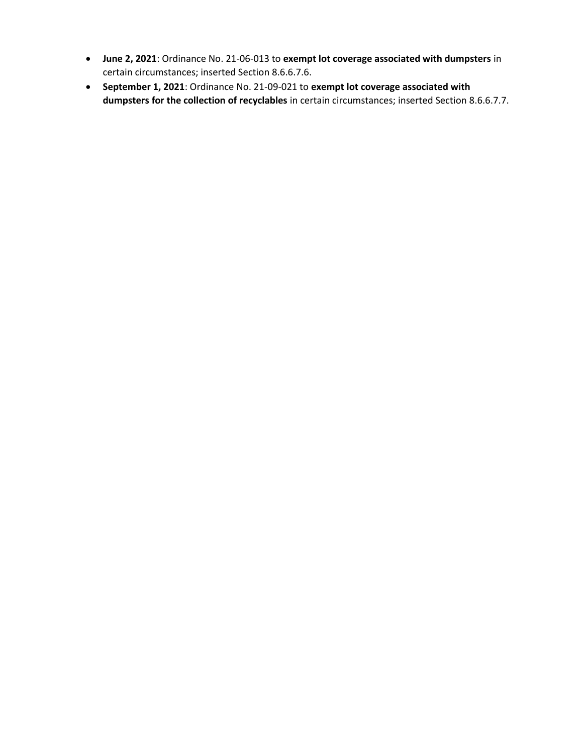- **June 2, 2021**: Ordinance No. 21-06-013 to **exempt lot coverage associated with dumpsters** in certain circumstances; inserted Section 8.6.6.7.6.
- **September 1, 2021**: Ordinance No. 21-09-021 to **exempt lot coverage associated with dumpsters for the collection of recyclables** in certain circumstances; inserted Section 8.6.6.7.7.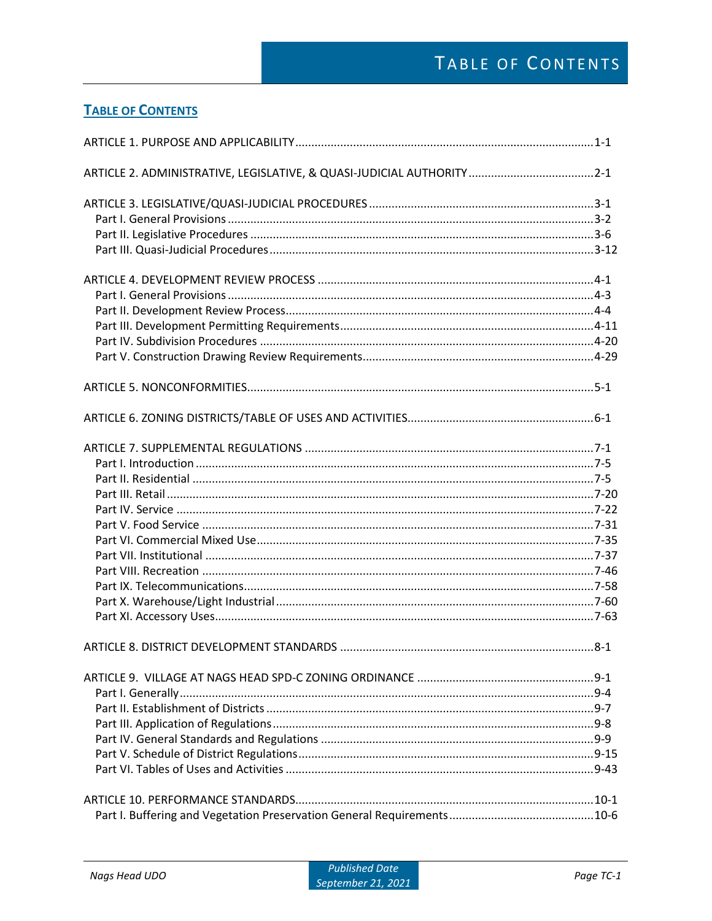# Table of Contents

ARTICLE 1. PURPOSE AND APPLICABILITY....1-1

ARTICLE 2. ADMINISTRATIVE, LEGISLATIVE, & QUASI-JUDICIAL AUTHORITY....2-1

ARTICLE 3. LEGISLATIVE/QUASI-JUDICIAL PROCEDURES....3-1
- Part I. General Provisions....3-2
- Part II. Legislative Procedures....3-6
- Part III. Quasi-Judicial Procedures....3-12

ARTICLE 4. DEVELOPMENT REVIEW PROCESS....4-1
- Part I. General Provisions....4-3
- Part II. Development Review Process....4-4
- Part III. Development Permitting Requirements....4-11
- Part IV. Subdivision Procedures....4-20
- Part V. Construction Drawing Review Requirements....4-29

ARTICLE 5. NONCONFORMITIES....5-1

ARTICLE 6. ZONING DISTRICTS/TABLE OF USES AND ACTIVITIES....6-1

ARTICLE 7. SUPPLEMENTAL REGULATIONS....7-1
- Part I. Introduction....7-5
- Part II. Residential....7-5
- Part III. Retail....7-20
- Part IV. Service....7-22
- Part V. Food Service....7-31
- Part VI. Commercial Mixed Use....7-35
- Part VII. Institutional....7-37
- Part VIII. Recreation....7-46
- Part IX. Telecommunications....7-58
- Part X. Warehouse/Light Industrial....7-60
- Part XI. Accessory Uses....7-63

ARTICLE 8. DISTRICT DEVELOPMENT STANDARDS....8-1

ARTICLE 9. VILLAGE AT NAGS HEAD SPD-C ZONING ORDINANCE....9-1
- Part I. Generally....9-4
- Part II. Establishment of Districts....9-7
- Part III. Application of Regulations....9-8
- Part IV. General Standards and Regulations....9-9
- Part V. Schedule of District Regulations....9-15
- Part VI. Tables of Uses and Activities....9-43

ARTICLE 10. PERFORMANCE STANDARDS....10-1
- Part I. Buffering and Vegetation Preservation General Requirements....10-6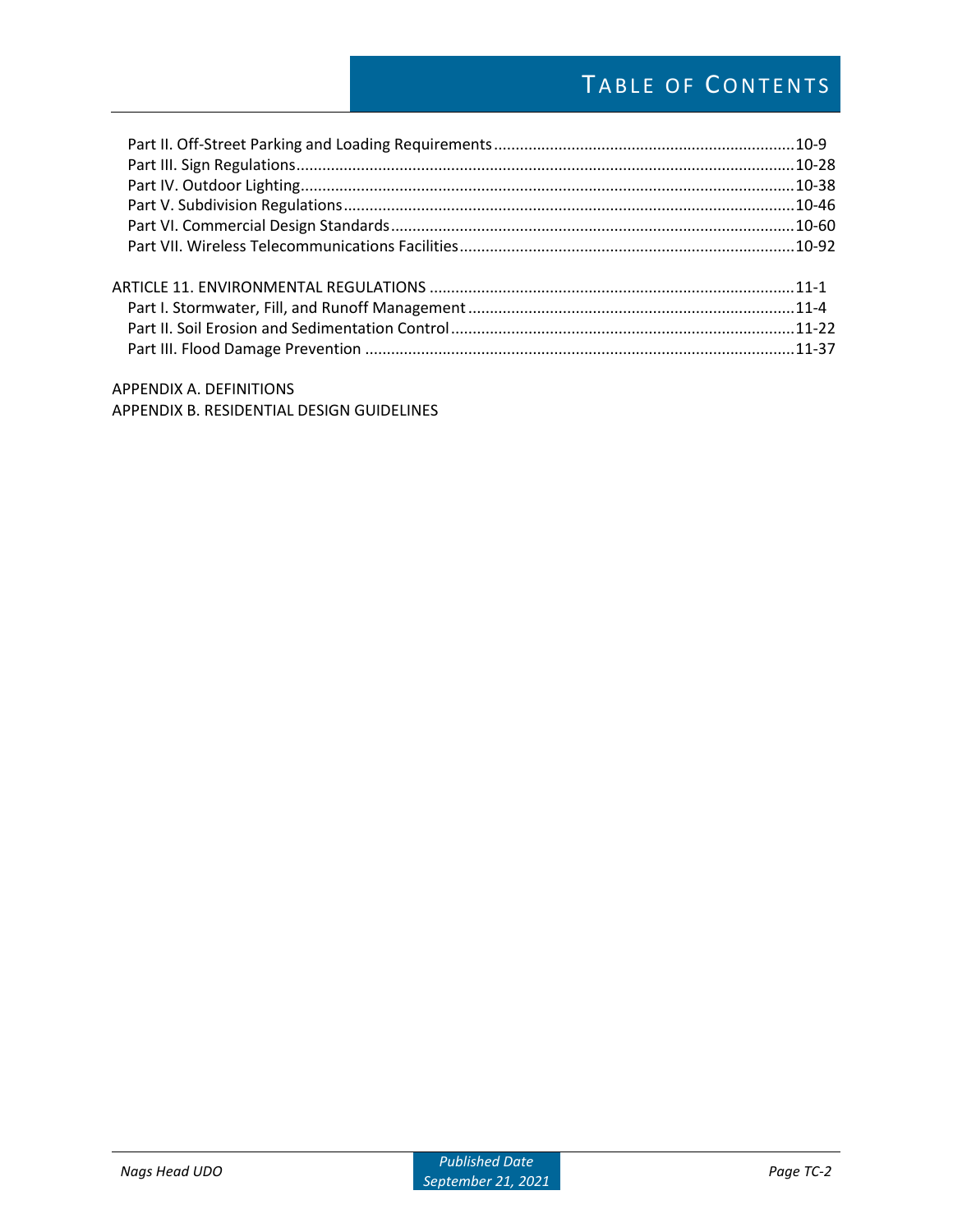Part II. Off-Street Parking and Loading Requirements ....................................................................10-9
Part III. Sign Regulations..................................................................................................................10-28
Part IV. Outdoor Lighting..................................................................................................................10-38
Part V. Subdivision Regulations.......................................................................................................10-46
Part VI. Commercial Design Standards............................................................................................10-60
Part VII. Wireless Telecommunications Facilities............................................................................10-92

ARTICLE 11. ENVIRONMENTAL REGULATIONS ....................................................................................11-1
Part I. Stormwater, Fill, and Runoff Management ...........................................................................11-4
Part II. Soil Erosion and Sedimentation Control...............................................................................11-22
Part III. Flood Damage Prevention ...................................................................................................11-37

APPENDIX A. DEFINITIONS
APPENDIX B. RESIDENTIAL DESIGN GUIDELINES